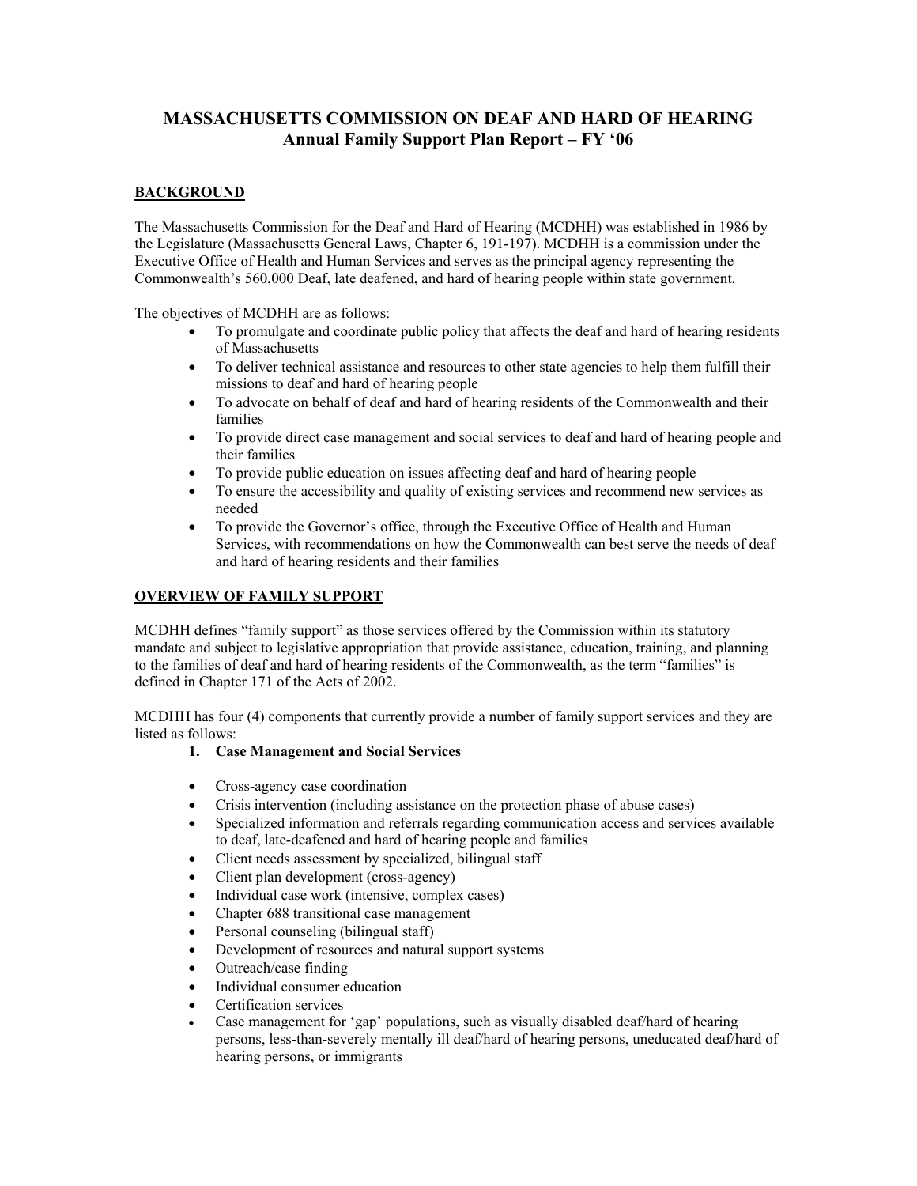# MASSACHUSETTS COMMISSION ON DEAF AND HARD OF HEARING
## Annual Family Support Plan Report – FY '06

**BACKGROUND**

The Massachusetts Commission for the Deaf and Hard of Hearing (MCDHH) was established in 1986 by the Legislature (Massachusetts General Laws, Chapter 6, 191-197). MCDHH is a commission under the Executive Office of Health and Human Services and serves as the principal agency representing the Commonwealth's 560,000 Deaf, late deafened, and hard of hearing people within state government.

The objectives of MCDHH are as follows:

- To promulgate and coordinate public policy that affects the deaf and hard of hearing residents of Massachusetts
- To deliver technical assistance and resources to other state agencies to help them fulfill their missions to deaf and hard of hearing people
- To advocate on behalf of deaf and hard of hearing residents of the Commonwealth and their families
- To provide direct case management and social services to deaf and hard of hearing people and their families
- To provide public education on issues affecting deaf and hard of hearing people
- To ensure the accessibility and quality of existing services and recommend new services as needed
- To provide the Governor's office, through the Executive Office of Health and Human Services, with recommendations on how the Commonwealth can best serve the needs of deaf and hard of hearing residents and their families

**OVERVIEW OF FAMILY SUPPORT**

MCDHH defines "family support" as those services offered by the Commission within its statutory mandate and subject to legislative appropriation that provide assistance, education, training, and planning to the families of deaf and hard of hearing residents of the Commonwealth, as the term "families" is defined in Chapter 171 of the Acts of 2002.

MCDHH has four (4) components that currently provide a number of family support services and they are listed as follows:

1. **Case Management and Social Services**

- Cross-agency case coordination
- Crisis intervention (including assistance on the protection phase of abuse cases)
- Specialized information and referrals regarding communication access and services available to deaf, late-deafened and hard of hearing people and families
- Client needs assessment by specialized, bilingual staff
- Client plan development (cross-agency)
- Individual case work (intensive, complex cases)
- Chapter 688 transitional case management
- Personal counseling (bilingual staff)
- Development of resources and natural support systems
- Outreach/case finding
- Individual consumer education
- Certification services
- Case management for 'gap' populations, such as visually disabled deaf/hard of hearing persons, less-than-severely mentally ill deaf/hard of hearing persons, uneducated deaf/hard of hearing persons, or immigrants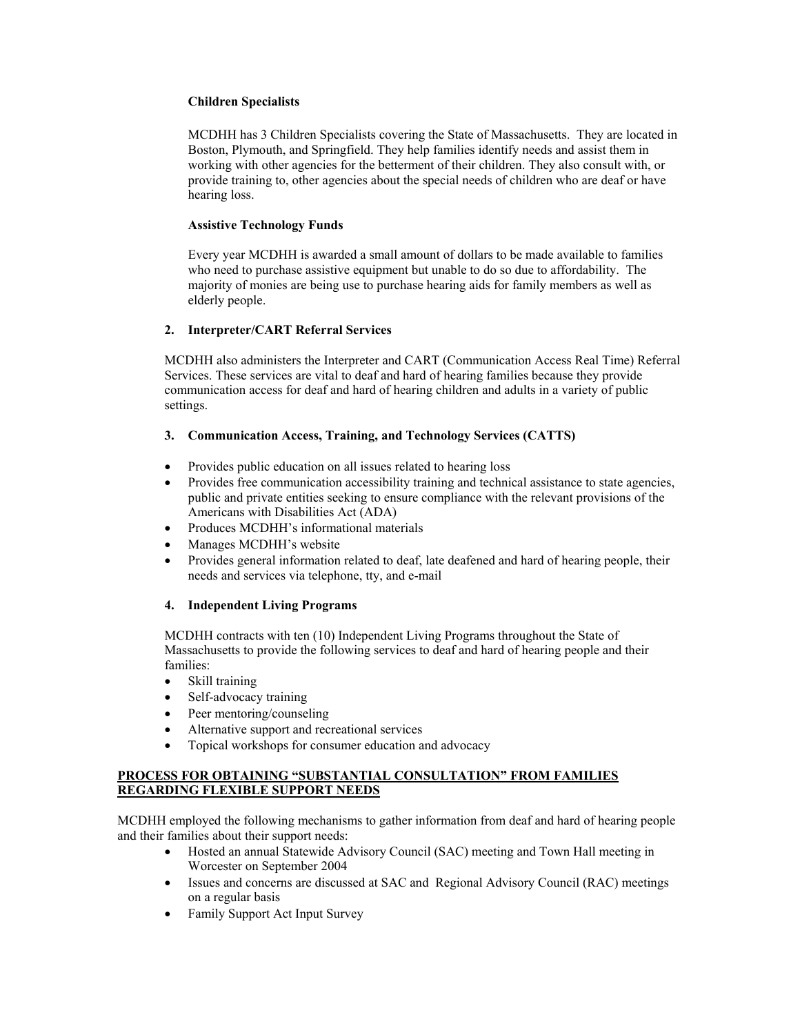**Children Specialists**

MCDHH has 3 Children Specialists covering the State of Massachusetts. They are located in Boston, Plymouth, and Springfield. They help families identify needs and assist them in working with other agencies for the betterment of their children. They also consult with, or provide training to, other agencies about the special needs of children who are deaf or have hearing loss.

**Assistive Technology Funds**

Every year MCDHH is awarded a small amount of dollars to be made available to families who need to purchase assistive equipment but unable to do so due to affordability. The majority of monies are being use to purchase hearing aids for family members as well as elderly people.

**2. Interpreter/CART Referral Services**

MCDHH also administers the Interpreter and CART (Communication Access Real Time) Referral Services. These services are vital to deaf and hard of hearing families because they provide communication access for deaf and hard of hearing children and adults in a variety of public settings.

**3. Communication Access, Training, and Technology Services (CATTS)**

- Provides public education on all issues related to hearing loss
- Provides free communication accessibility training and technical assistance to state agencies, public and private entities seeking to ensure compliance with the relevant provisions of the Americans with Disabilities Act (ADA)
- Produces MCDHH's informational materials
- Manages MCDHH's website
- Provides general information related to deaf, late deafened and hard of hearing people, their needs and services via telephone, tty, and e-mail

**4. Independent Living Programs**

MCDHH contracts with ten (10) Independent Living Programs throughout the State of Massachusetts to provide the following services to deaf and hard of hearing people and their families:

- Skill training
- Self-advocacy training
- Peer mentoring/counseling
- Alternative support and recreational services
- Topical workshops for consumer education and advocacy

**PROCESS FOR OBTAINING "SUBSTANTIAL CONSULTATION" FROM FAMILIES REGARDING FLEXIBLE SUPPORT NEEDS**

MCDHH employed the following mechanisms to gather information from deaf and hard of hearing people and their families about their support needs:

- Hosted an annual Statewide Advisory Council (SAC) meeting and Town Hall meeting in Worcester on September 2004
- Issues and concerns are discussed at SAC and Regional Advisory Council (RAC) meetings on a regular basis
- Family Support Act Input Survey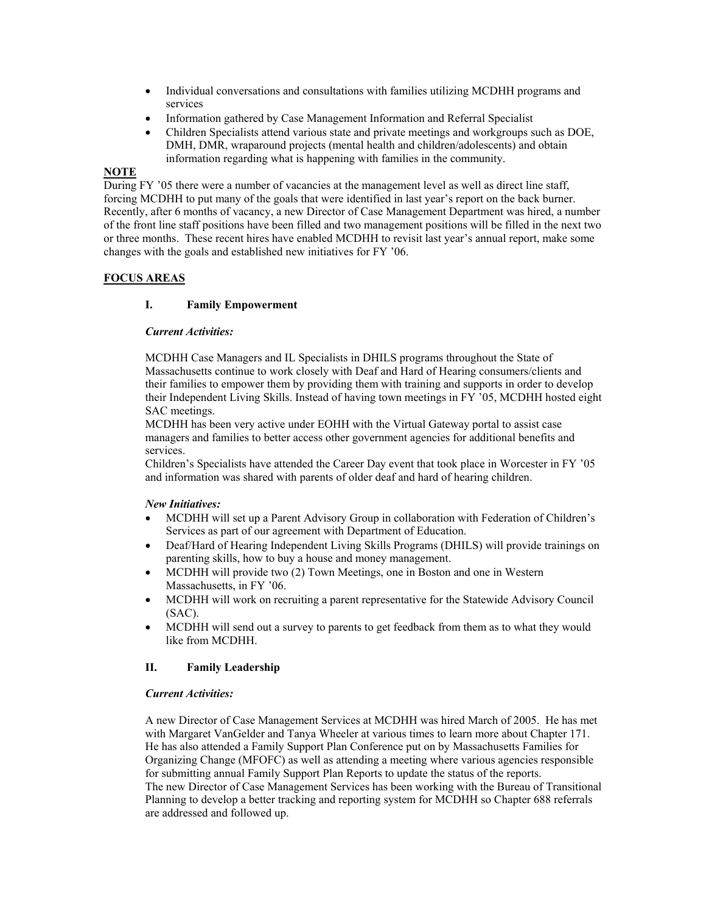- Individual conversations and consultations with families utilizing MCDHH programs and services
- Information gathered by Case Management Information and Referral Specialist
- Children Specialists attend various state and private meetings and workgroups such as DOE, DMH, DMR, wraparound projects (mental health and children/adolescents) and obtain information regarding what is happening with families in the community.

**NOTE**

During FY '05 there were a number of vacancies at the management level as well as direct line staff, forcing MCDHH to put many of the goals that were identified in last year's report on the back burner. Recently, after 6 months of vacancy, a new Director of Case Management Department was hired, a number of the front line staff positions have been filled and two management positions will be filled in the next two or three months. These recent hires have enabled MCDHH to revisit last year's annual report, make some changes with the goals and established new initiatives for FY '06.

## FOCUS AREAS

### I. Family Empowerment

***Current Activities:***

MCDHH Case Managers and IL Specialists in DHILS programs throughout the State of Massachusetts continue to work closely with Deaf and Hard of Hearing consumers/clients and their families to empower them by providing them with training and supports in order to develop their Independent Living Skills. Instead of having town meetings in FY '05, MCDHH hosted eight SAC meetings.

MCDHH has been very active under EOHH with the Virtual Gateway portal to assist case managers and families to better access other government agencies for additional benefits and services.

Children's Specialists have attended the Career Day event that took place in Worcester in FY '05 and information was shared with parents of older deaf and hard of hearing children.

***New Initiatives:***

- MCDHH will set up a Parent Advisory Group in collaboration with Federation of Children's Services as part of our agreement with Department of Education.
- Deaf/Hard of Hearing Independent Living Skills Programs (DHILS) will provide trainings on parenting skills, how to buy a house and money management.
- MCDHH will provide two (2) Town Meetings, one in Boston and one in Western Massachusetts, in FY '06.
- MCDHH will work on recruiting a parent representative for the Statewide Advisory Council (SAC).
- MCDHH will send out a survey to parents to get feedback from them as to what they would like from MCDHH.

### II. Family Leadership

***Current Activities:***

A new Director of Case Management Services at MCDHH was hired March of 2005. He has met with Margaret VanGelder and Tanya Wheeler at various times to learn more about Chapter 171. He has also attended a Family Support Plan Conference put on by Massachusetts Families for Organizing Change (MFOFC) as well as attending a meeting where various agencies responsible for submitting annual Family Support Plan Reports to update the status of the reports.

The new Director of Case Management Services has been working with the Bureau of Transitional Planning to develop a better tracking and reporting system for MCDHH so Chapter 688 referrals are addressed and followed up.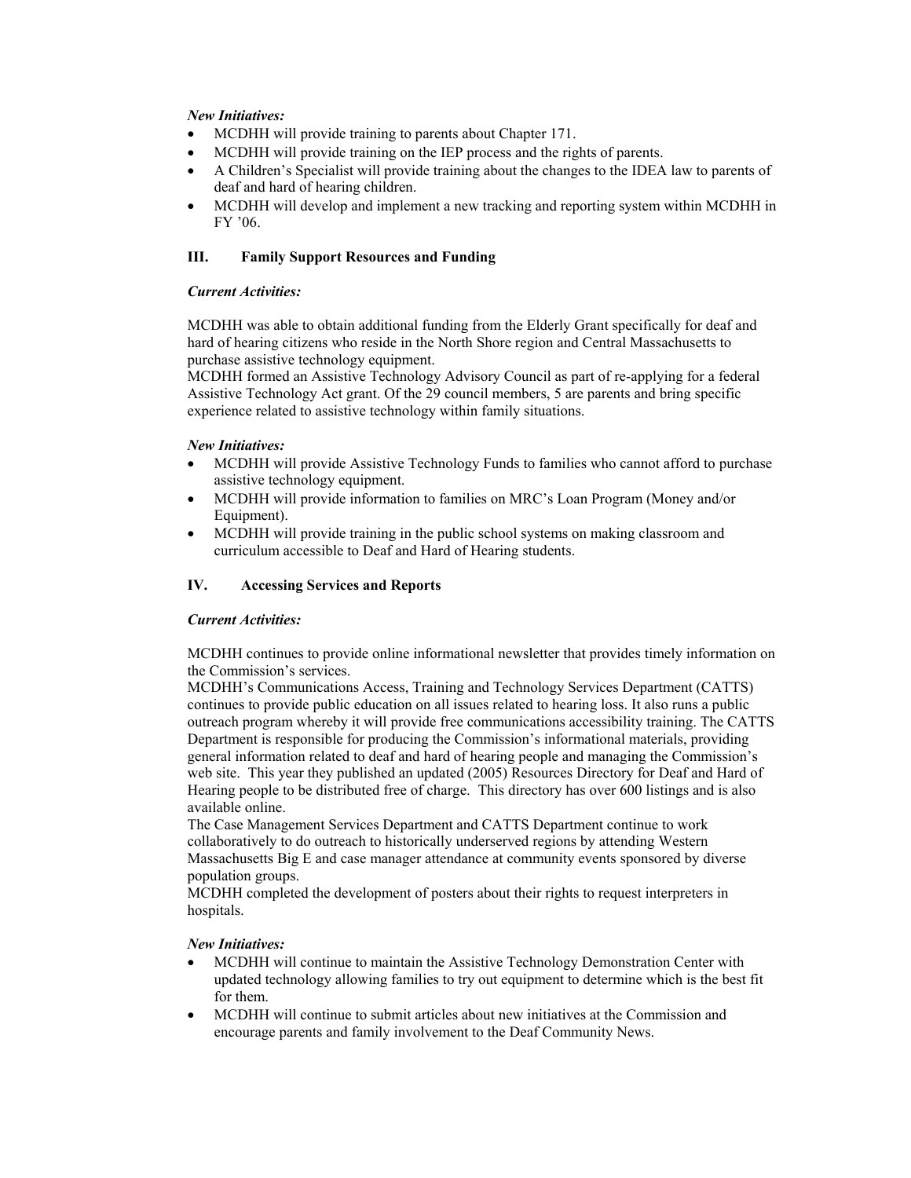***New Initiatives:***

- MCDHH will provide training to parents about Chapter 171.
- MCDHH will provide training on the IEP process and the rights of parents.
- A Children's Specialist will provide training about the changes to the IDEA law to parents of deaf and hard of hearing children.
- MCDHH will develop and implement a new tracking and reporting system within MCDHH in FY '06.

## III. Family Support Resources and Funding

***Current Activities:***

MCDHH was able to obtain additional funding from the Elderly Grant specifically for deaf and hard of hearing citizens who reside in the North Shore region and Central Massachusetts to purchase assistive technology equipment.

MCDHH formed an Assistive Technology Advisory Council as part of re-applying for a federal Assistive Technology Act grant. Of the 29 council members, 5 are parents and bring specific experience related to assistive technology within family situations.

***New Initiatives:***

- MCDHH will provide Assistive Technology Funds to families who cannot afford to purchase assistive technology equipment.
- MCDHH will provide information to families on MRC's Loan Program (Money and/or Equipment).
- MCDHH will provide training in the public school systems on making classroom and curriculum accessible to Deaf and Hard of Hearing students.

## IV. Accessing Services and Reports

***Current Activities:***

MCDHH continues to provide online informational newsletter that provides timely information on the Commission's services.

MCDHH's Communications Access, Training and Technology Services Department (CATTS) continues to provide public education on all issues related to hearing loss. It also runs a public outreach program whereby it will provide free communications accessibility training. The CATTS Department is responsible for producing the Commission's informational materials, providing general information related to deaf and hard of hearing people and managing the Commission's web site. This year they published an updated (2005) Resources Directory for Deaf and Hard of Hearing people to be distributed free of charge. This directory has over 600 listings and is also available online.

The Case Management Services Department and CATTS Department continue to work collaboratively to do outreach to historically underserved regions by attending Western Massachusetts Big E and case manager attendance at community events sponsored by diverse population groups.

MCDHH completed the development of posters about their rights to request interpreters in hospitals.

***New Initiatives:***

- MCDHH will continue to maintain the Assistive Technology Demonstration Center with updated technology allowing families to try out equipment to determine which is the best fit for them.
- MCDHH will continue to submit articles about new initiatives at the Commission and encourage parents and family involvement to the Deaf Community News.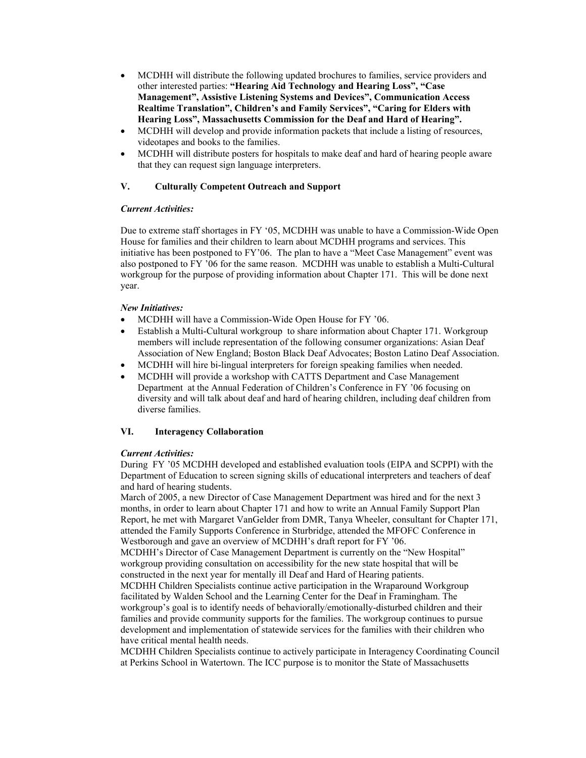- MCDHH will distribute the following updated brochures to families, service providers and other interested parties: **"Hearing Aid Technology and Hearing Loss", "Case Management", Assistive Listening Systems and Devices", Communication Access Realtime Translation", Children's and Family Services", "Caring for Elders with Hearing Loss", Massachusetts Commission for the Deaf and Hard of Hearing".**
- MCDHH will develop and provide information packets that include a listing of resources, videotapes and books to the families.
- MCDHH will distribute posters for hospitals to make deaf and hard of hearing people aware that they can request sign language interpreters.

## V. Culturally Competent Outreach and Support

***Current Activities:***

Due to extreme staff shortages in FY '05, MCDHH was unable to have a Commission-Wide Open House for families and their children to learn about MCDHH programs and services. This initiative has been postponed to FY'06. The plan to have a "Meet Case Management" event was also postponed to FY '06 for the same reason. MCDHH was unable to establish a Multi-Cultural workgroup for the purpose of providing information about Chapter 171. This will be done next year.

***New Initiatives:***

- MCDHH will have a Commission-Wide Open House for FY '06.
- Establish a Multi-Cultural workgroup to share information about Chapter 171. Workgroup members will include representation of the following consumer organizations: Asian Deaf Association of New England; Boston Black Deaf Advocates; Boston Latino Deaf Association.
- MCDHH will hire bi-lingual interpreters for foreign speaking families when needed.
- MCDHH will provide a workshop with CATTS Department and Case Management Department at the Annual Federation of Children's Conference in FY '06 focusing on diversity and will talk about deaf and hard of hearing children, including deaf children from diverse families.

## VI. Interagency Collaboration

***Current Activities:***

During FY '05 MCDHH developed and established evaluation tools (EIPA and SCPPI) with the Department of Education to screen signing skills of educational interpreters and teachers of deaf and hard of hearing students.

March of 2005, a new Director of Case Management Department was hired and for the next 3 months, in order to learn about Chapter 171 and how to write an Annual Family Support Plan Report, he met with Margaret VanGelder from DMR, Tanya Wheeler, consultant for Chapter 171, attended the Family Supports Conference in Sturbridge, attended the MFOFC Conference in Westborough and gave an overview of MCDHH's draft report for FY '06.

MCDHH's Director of Case Management Department is currently on the "New Hospital" workgroup providing consultation on accessibility for the new state hospital that will be constructed in the next year for mentally ill Deaf and Hard of Hearing patients.

MCDHH Children Specialists continue active participation in the Wraparound Workgroup facilitated by Walden School and the Learning Center for the Deaf in Framingham. The workgroup's goal is to identify needs of behaviorally/emotionally-disturbed children and their families and provide community supports for the families. The workgroup continues to pursue development and implementation of statewide services for the families with their children who have critical mental health needs.

MCDHH Children Specialists continue to actively participate in Interagency Coordinating Council at Perkins School in Watertown. The ICC purpose is to monitor the State of Massachusetts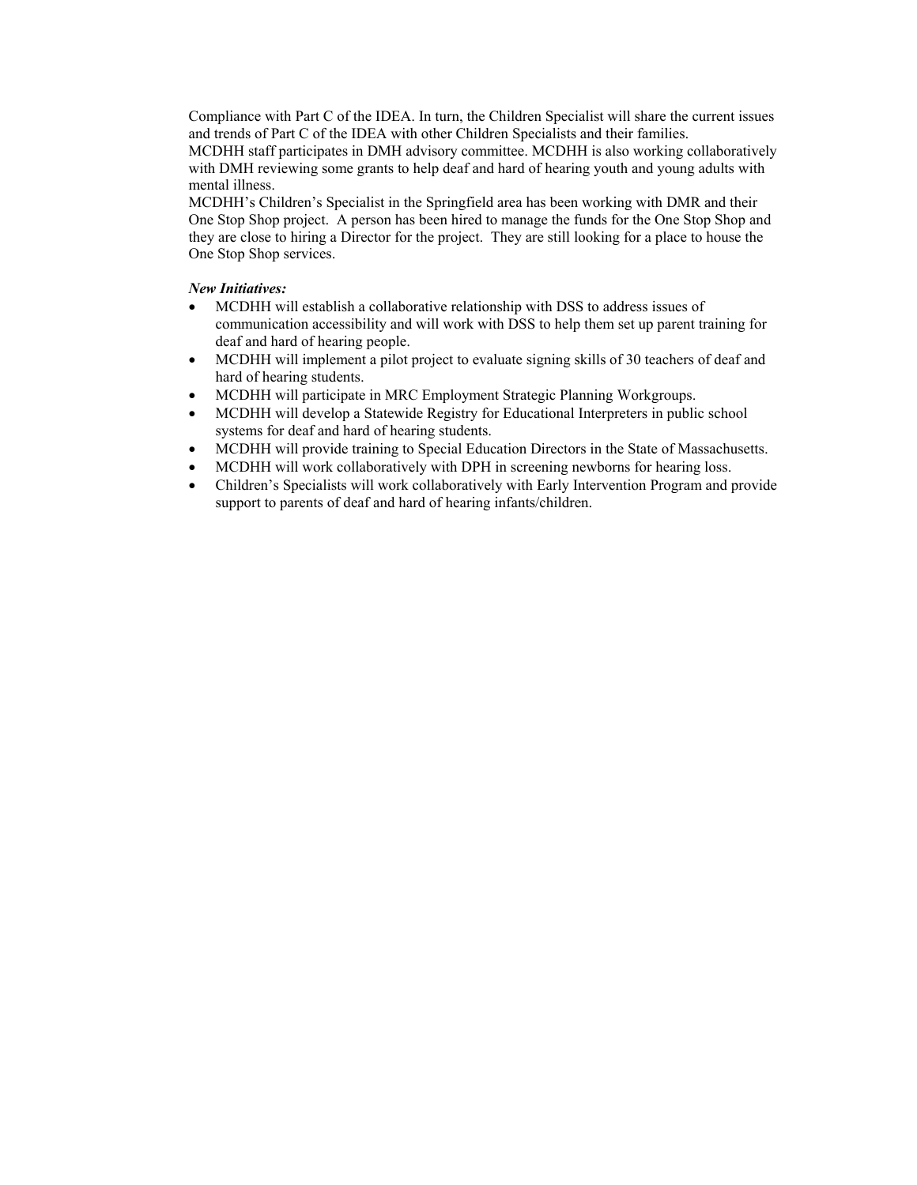Compliance with Part C of the IDEA. In turn, the Children Specialist will share the current issues and trends of Part C of the IDEA with other Children Specialists and their families.
MCDHH staff participates in DMH advisory committee. MCDHH is also working collaboratively with DMH reviewing some grants to help deaf and hard of hearing youth and young adults with mental illness.
MCDHH's Children's Specialist in the Springfield area has been working with DMR and their One Stop Shop project. A person has been hired to manage the funds for the One Stop Shop and they are close to hiring a Director for the project. They are still looking for a place to house the One Stop Shop services.

***New Initiatives:***

- MCDHH will establish a collaborative relationship with DSS to address issues of communication accessibility and will work with DSS to help them set up parent training for deaf and hard of hearing people.
- MCDHH will implement a pilot project to evaluate signing skills of 30 teachers of deaf and hard of hearing students.
- MCDHH will participate in MRC Employment Strategic Planning Workgroups.
- MCDHH will develop a Statewide Registry for Educational Interpreters in public school systems for deaf and hard of hearing students.
- MCDHH will provide training to Special Education Directors in the State of Massachusetts.
- MCDHH will work collaboratively with DPH in screening newborns for hearing loss.
- Children's Specialists will work collaboratively with Early Intervention Program and provide support to parents of deaf and hard of hearing infants/children.